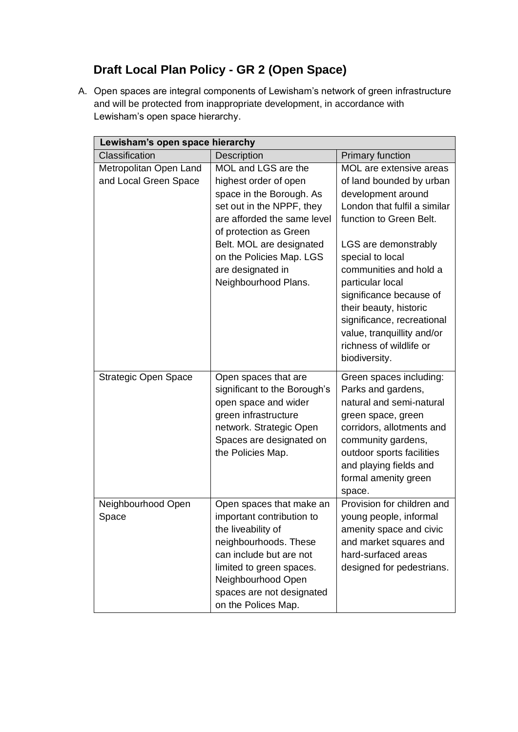# Draft Local Plan Policy - GR 2 (Open Space)

A. Open spaces are integral components of Lewisham's network of green infrastructure and will be protected from inappropriate development, in accordance with Lewisham's open space hierarchy.

| Lewisham's open space hierarchy | | |
|---|---|---|
| Classification | Description | Primary function |
| Metropolitan Open Land and Local Green Space | MOL and LGS are the highest order of open space in the Borough. As set out in the NPPF, they are afforded the same level of protection as Green Belt. MOL are designated on the Policies Map. LGS are designated in Neighbourhood Plans. | MOL are extensive areas of land bounded by urban development around London that fulfil a similar function to Green Belt.<br><br>LGS are demonstrably special to local communities and hold a particular local significance because of their beauty, historic significance, recreational value, tranquillity and/or richness of wildlife or biodiversity. |
| Strategic Open Space | Open spaces that are significant to the Borough's open space and wider green infrastructure network. Strategic Open Spaces are designated on the Policies Map. | Green spaces including: Parks and gardens, natural and semi-natural green space, green corridors, allotments and community gardens, outdoor sports facilities and playing fields and formal amenity green space. |
| Neighbourhood Open Space | Open spaces that make an important contribution to the liveability of neighbourhoods. These can include but are not limited to green spaces. Neighbourhood Open spaces are not designated on the Polices Map. | Provision for children and young people, informal amenity space and civic and market squares and hard-surfaced areas designed for pedestrians. |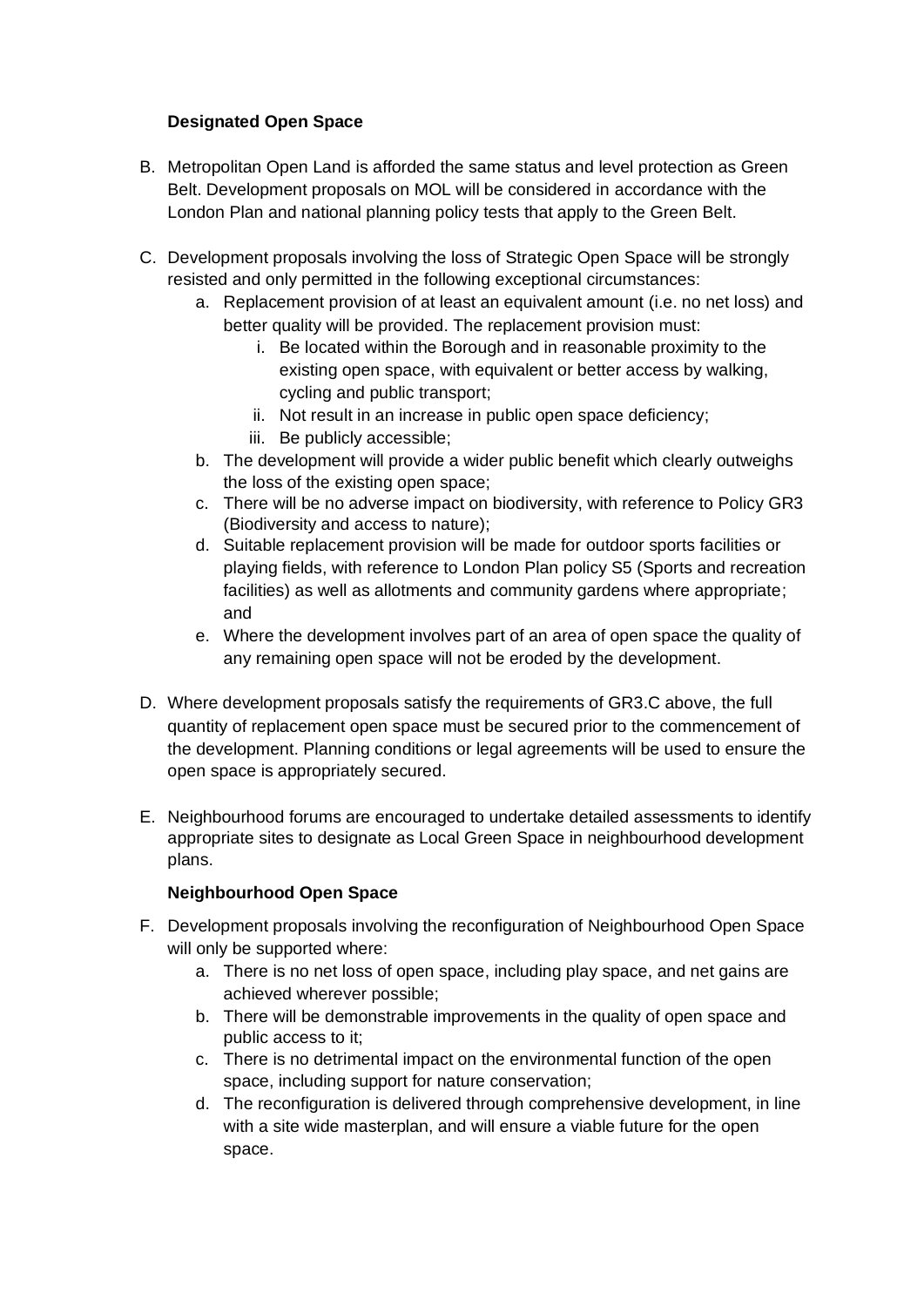**Designated Open Space**

B. Metropolitan Open Land is afforded the same status and level protection as Green Belt. Development proposals on MOL will be considered in accordance with the London Plan and national planning policy tests that apply to the Green Belt.

C. Development proposals involving the loss of Strategic Open Space will be strongly resisted and only permitted in the following exceptional circumstances:
   a. Replacement provision of at least an equivalent amount (i.e. no net loss) and better quality will be provided. The replacement provision must:
      i. Be located within the Borough and in reasonable proximity to the existing open space, with equivalent or better access by walking, cycling and public transport;
      ii. Not result in an increase in public open space deficiency;
      iii. Be publicly accessible;
   b. The development will provide a wider public benefit which clearly outweighs the loss of the existing open space;
   c. There will be no adverse impact on biodiversity, with reference to Policy GR3 (Biodiversity and access to nature);
   d. Suitable replacement provision will be made for outdoor sports facilities or playing fields, with reference to London Plan policy S5 (Sports and recreation facilities) as well as allotments and community gardens where appropriate; and
   e. Where the development involves part of an area of open space the quality of any remaining open space will not be eroded by the development.

D. Where development proposals satisfy the requirements of GR3.C above, the full quantity of replacement open space must be secured prior to the commencement of the development. Planning conditions or legal agreements will be used to ensure the open space is appropriately secured.

E. Neighbourhood forums are encouraged to undertake detailed assessments to identify appropriate sites to designate as Local Green Space in neighbourhood development plans.

**Neighbourhood Open Space**

F. Development proposals involving the reconfiguration of Neighbourhood Open Space will only be supported where:
   a. There is no net loss of open space, including play space, and net gains are achieved wherever possible;
   b. There will be demonstrable improvements in the quality of open space and public access to it;
   c. There is no detrimental impact on the environmental function of the open space, including support for nature conservation;
   d. The reconfiguration is delivered through comprehensive development, in line with a site wide masterplan, and will ensure a viable future for the open space.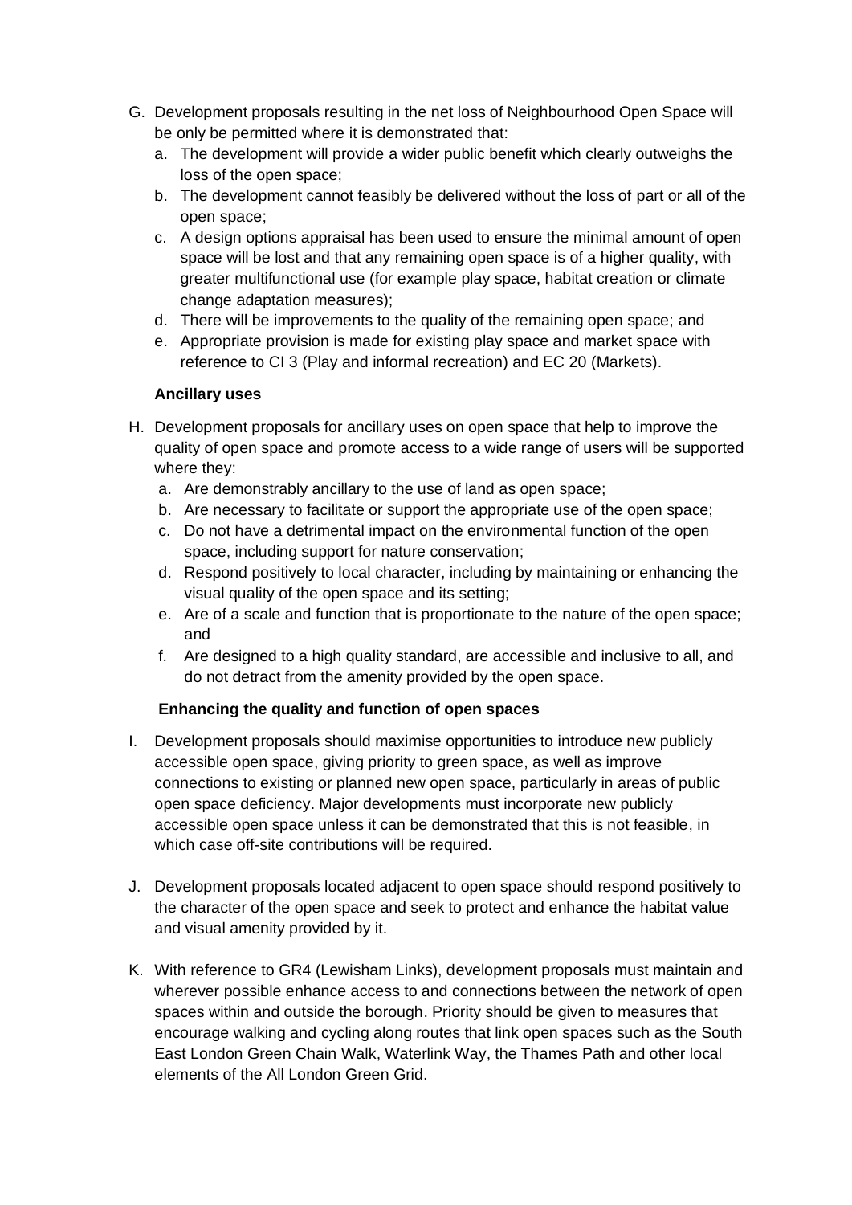G. Development proposals resulting in the net loss of Neighbourhood Open Space will be only be permitted where it is demonstrated that:
   a. The development will provide a wider public benefit which clearly outweighs the loss of the open space;
   b. The development cannot feasibly be delivered without the loss of part or all of the open space;
   c. A design options appraisal has been used to ensure the minimal amount of open space will be lost and that any remaining open space is of a higher quality, with greater multifunctional use (for example play space, habitat creation or climate change adaptation measures);
   d. There will be improvements to the quality of the remaining open space; and
   e. Appropriate provision is made for existing play space and market space with reference to CI 3 (Play and informal recreation) and EC 20 (Markets).

**Ancillary uses**

H. Development proposals for ancillary uses on open space that help to improve the quality of open space and promote access to a wide range of users will be supported where they:
   a. Are demonstrably ancillary to the use of land as open space;
   b. Are necessary to facilitate or support the appropriate use of the open space;
   c. Do not have a detrimental impact on the environmental function of the open space, including support for nature conservation;
   d. Respond positively to local character, including by maintaining or enhancing the visual quality of the open space and its setting;
   e. Are of a scale and function that is proportionate to the nature of the open space; and
   f. Are designed to a high quality standard, are accessible and inclusive to all, and do not detract from the amenity provided by the open space.

**Enhancing the quality and function of open spaces**

I. Development proposals should maximise opportunities to introduce new publicly accessible open space, giving priority to green space, as well as improve connections to existing or planned new open space, particularly in areas of public open space deficiency. Major developments must incorporate new publicly accessible open space unless it can be demonstrated that this is not feasible, in which case off-site contributions will be required.

J. Development proposals located adjacent to open space should respond positively to the character of the open space and seek to protect and enhance the habitat value and visual amenity provided by it.

K. With reference to GR4 (Lewisham Links), development proposals must maintain and wherever possible enhance access to and connections between the network of open spaces within and outside the borough. Priority should be given to measures that encourage walking and cycling along routes that link open spaces such as the South East London Green Chain Walk, Waterlink Way, the Thames Path and other local elements of the All London Green Grid.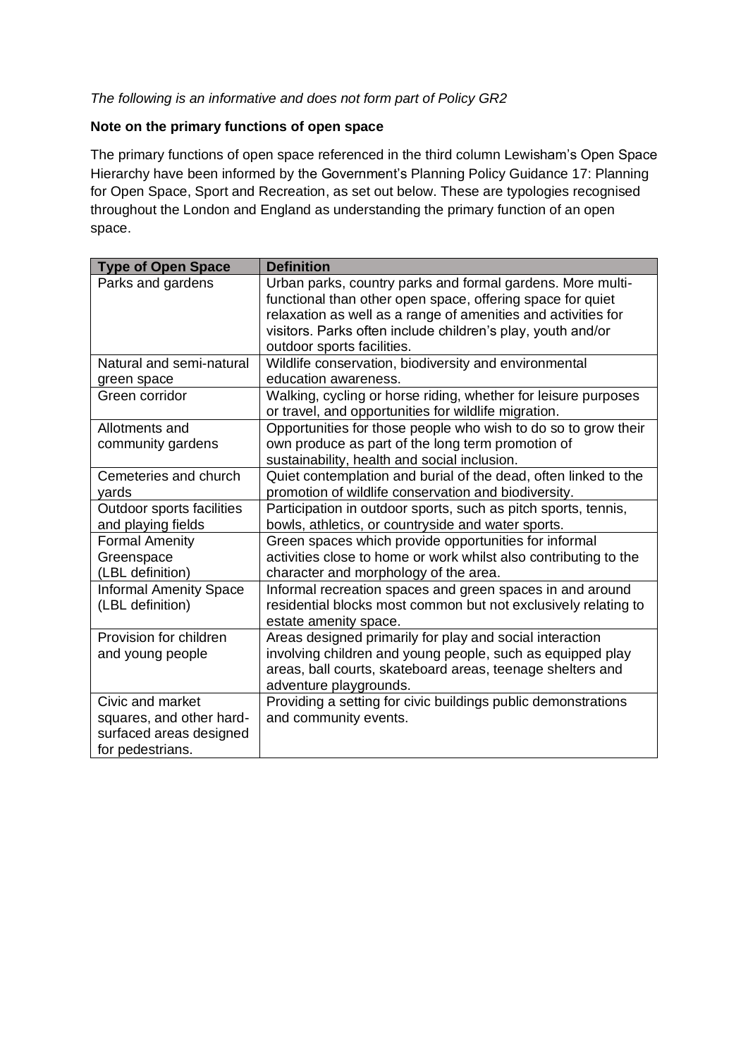*The following is an informative and does not form part of Policy GR2*

**Note on the primary functions of open space**

The primary functions of open space referenced in the third column Lewisham's Open Space Hierarchy have been informed by the Government's Planning Policy Guidance 17: Planning for Open Space, Sport and Recreation, as set out below. These are typologies recognised throughout the London and England as understanding the primary function of an open space.

| Type of Open Space | Definition |
|---|---|
| Parks and gardens | Urban parks, country parks and formal gardens. More multi-functional than other open space, offering space for quiet relaxation as well as a range of amenities and activities for visitors. Parks often include children's play, youth and/or outdoor sports facilities. |
| Natural and semi-natural green space | Wildlife conservation, biodiversity and environmental education awareness. |
| Green corridor | Walking, cycling or horse riding, whether for leisure purposes or travel, and opportunities for wildlife migration. |
| Allotments and community gardens | Opportunities for those people who wish to do so to grow their own produce as part of the long term promotion of sustainability, health and social inclusion. |
| Cemeteries and church yards | Quiet contemplation and burial of the dead, often linked to the promotion of wildlife conservation and biodiversity. |
| Outdoor sports facilities and playing fields | Participation in outdoor sports, such as pitch sports, tennis, bowls, athletics, or countryside and water sports. |
| Formal Amenity Greenspace (LBL definition) | Green spaces which provide opportunities for informal activities close to home or work whilst also contributing to the character and morphology of the area. |
| Informal Amenity Space (LBL definition) | Informal recreation spaces and green spaces in and around residential blocks most common but not exclusively relating to estate amenity space. |
| Provision for children and young people | Areas designed primarily for play and social interaction involving children and young people, such as equipped play areas, ball courts, skateboard areas, teenage shelters and adventure playgrounds. |
| Civic and market squares, and other hard-surfaced areas designed for pedestrians. | Providing a setting for civic buildings public demonstrations and community events. |